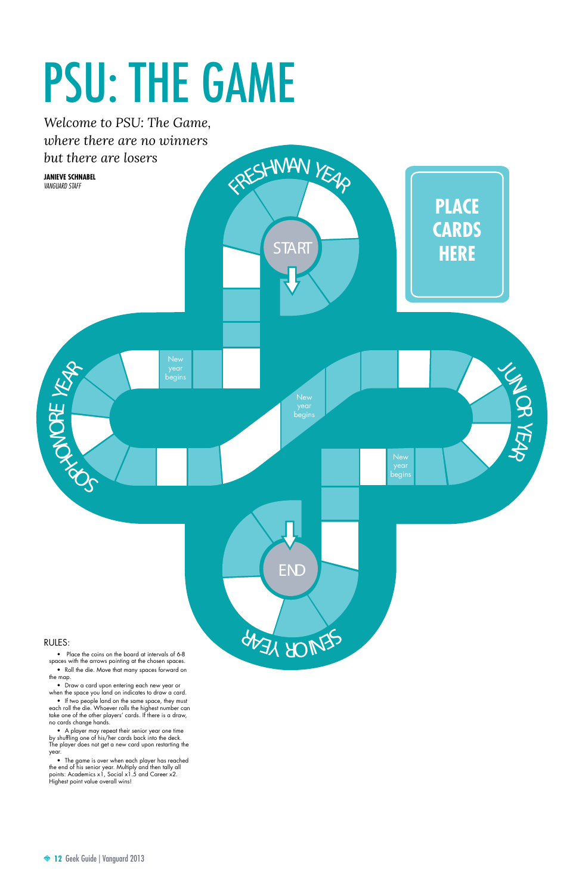# PSU: THE GAME

*Welcome to PSU: The Game, where there are no winners but there are losers*

**JANIEVE SCHNABEL**
*VANGUARD STAFF*

FRESHMAN YEAR

START

PLACE CARDS HERE

New year begins

SOPHOMORE YEAR

New year begins

JUNIOR YEAR

New year begins

END

SENIOR YEAR

RULES:

- Place the coins on the board at intervals of 6-8 spaces with the arrows pointing at the chosen spaces.
- Roll the die. Move that many spaces forward on the map.
- Draw a card upon entering each new year or when the space you land on indicates to draw a card.
- If two people land on the same space, they must each roll the die. Whoever rolls the highest number can take one of the other players' cards. If there is a draw, no cards change hands.
- A player may repeat their senior year one time by shuffling one of his/her cards back into the deck. The player does not get a new card upon restarting the year.
- The game is over when each player has reached the end of his senior year. Multiply and then tally all points: Academics x1, Social x1.5 and Career x2. Highest point value overall wins!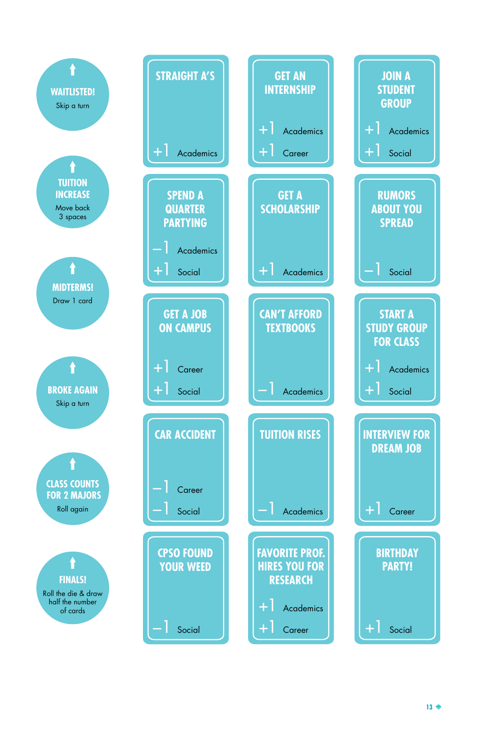**WAITLISTED!**
Skip a turn

**TUITION INCREASE**
Move back 3 spaces

**MIDTERMS!**
Draw 1 card

**BROKE AGAIN**
Skip a turn

**CLASS COUNTS FOR 2 MAJORS**
Roll again

**FINALS!**
Roll the die & draw half the number of cards

**STRAIGHT A'S**
+1 Academics

**GET AN INTERNSHIP**
+1 Academics
+1 Career

**JOIN A STUDENT GROUP**
+1 Academics
+1 Social

**SPEND A QUARTER PARTYING**
−1 Academics
+1 Social

**GET A SCHOLARSHIP**
+1 Academics

**RUMORS ABOUT YOU SPREAD**
−1 Social

**GET A JOB ON CAMPUS**
+1 Career
+1 Social

**CAN'T AFFORD TEXTBOOKS**
−1 Academics

**START A STUDY GROUP FOR CLASS**
+1 Academics
+1 Social

**CAR ACCIDENT**
−1 Career
−1 Social

**TUITION RISES**
−1 Academics

**INTERVIEW FOR DREAM JOB**
+1 Career

**CPSO FOUND YOUR WEED**
−1 Social

**FAVORITE PROF. HIRES YOU FOR RESEARCH**
+1 Academics
+1 Career

**BIRTHDAY PARTY!**
+1 Social